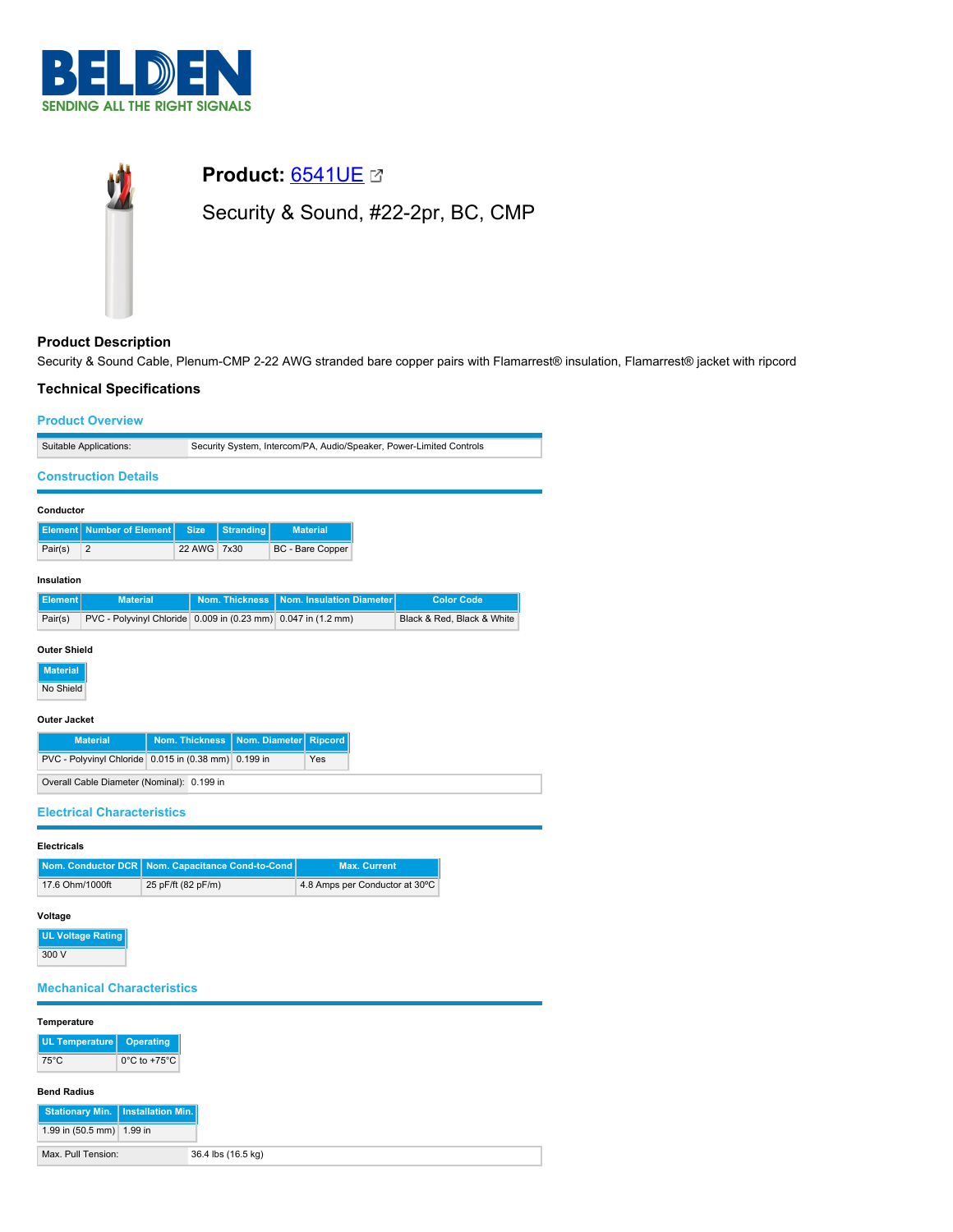BELDEN
SENDING ALL THE RIGHT SIGNALS

# Product: 6541UE

Security & Sound, #22-2pr, BC, CMP

## Product Description

Security & Sound Cable, Plenum-CMP 2-22 AWG stranded bare copper pairs with Flamarrest® insulation, Flamarrest® jacket with ripcord

## Technical Specifications

### Product Overview

| Suitable Applications: | Security System, Intercom/PA, Audio/Speaker, Power-Limited Controls |
|---|---|

### Construction Details

#### Conductor

| Element | Number of Element | Size | Stranding | Material |
|---|---|---|---|---|
| Pair(s) | 2 | 22 AWG | 7x30 | BC - Bare Copper |

#### Insulation

| Element | Material | Nom. Thickness | Nom. Insulation Diameter | Color Code |
|---|---|---|---|---|
| Pair(s) | PVC - Polyvinyl Chloride | 0.009 in (0.23 mm) | 0.047 in (1.2 mm) | Black & Red, Black & White |

#### Outer Shield

| Material |
|---|
| No Shield |

#### Outer Jacket

| Material | Nom. Thickness | Nom. Diameter | Ripcord |
|---|---|---|---|
| PVC - Polyvinyl Chloride | 0.015 in (0.38 mm) | 0.199 in | Yes |

| Overall Cable Diameter (Nominal): | 0.199 in |
|---|---|

### Electrical Characteristics

#### Electricals

| Nom. Conductor DCR | Nom. Capacitance Cond-to-Cond | Max. Current |
|---|---|---|
| 17.6 Ohm/1000ft | 25 pF/ft (82 pF/m) | 4.8 Amps per Conductor at 30ºC |

#### Voltage

| UL Voltage Rating |
|---|
| 300 V |

### Mechanical Characteristics

#### Temperature

| UL Temperature | Operating |
|---|---|
| 75°C | 0°C to +75°C |

#### Bend Radius

| Stationary Min. | Installation Min. |
|---|---|
| 1.99 in (50.5 mm) | 1.99 in |

| Max. Pull Tension: | 36.4 lbs (16.5 kg) |
|---|---|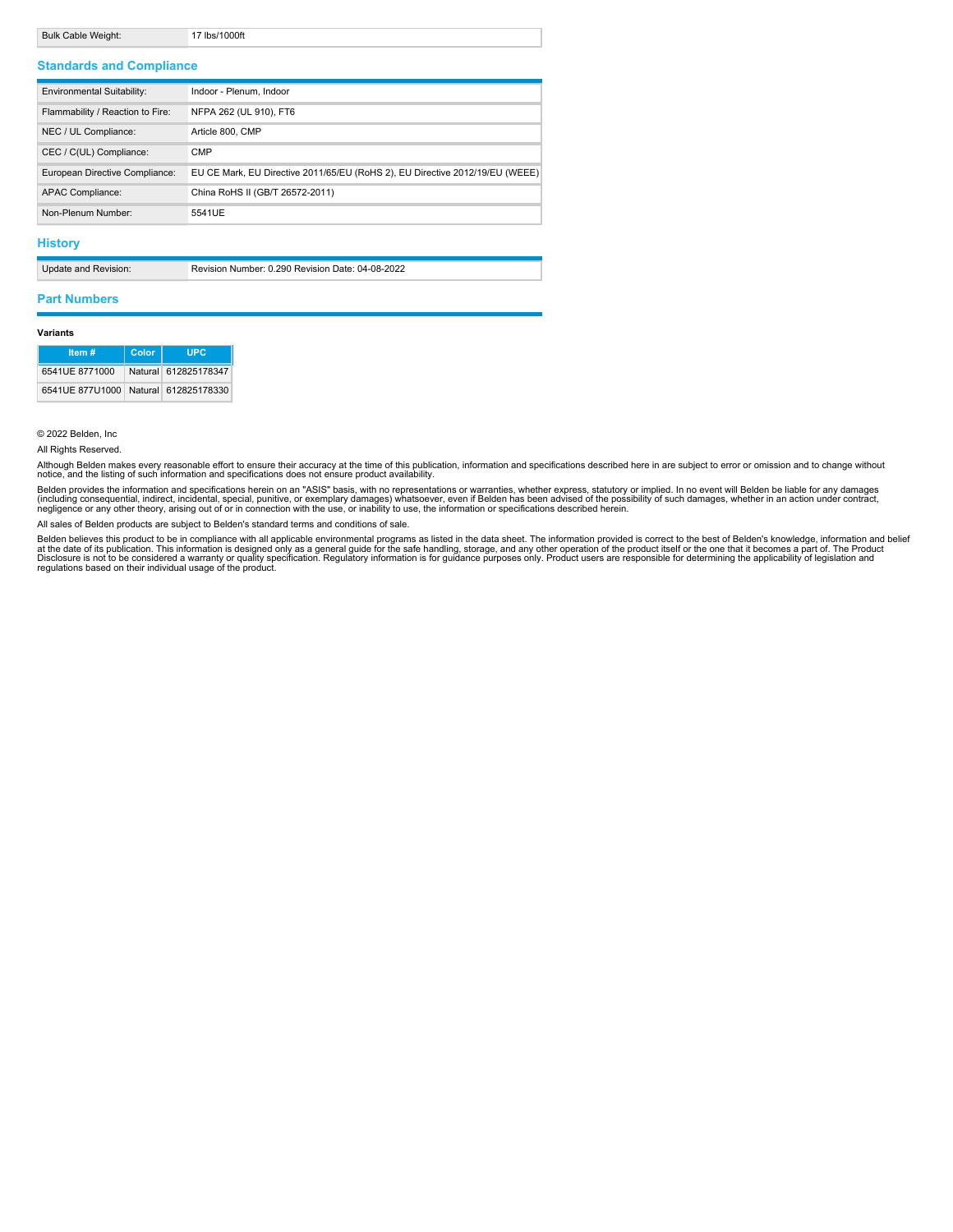| | |
|---|---|
| Bulk Cable Weight: | 17 lbs/1000ft |

## Standards and Compliance

| | |
|---|---|
| Environmental Suitability: | Indoor - Plenum, Indoor |
| Flammability / Reaction to Fire: | NFPA 262 (UL 910), FT6 |
| NEC / UL Compliance: | Article 800, CMP |
| CEC / C(UL) Compliance: | CMP |
| European Directive Compliance: | EU CE Mark, EU Directive 2011/65/EU (RoHS 2), EU Directive 2012/19/EU (WEEE) |
| APAC Compliance: | China RoHS II (GB/T 26572-2011) |
| Non-Plenum Number: | 5541UE |

## History

| | |
|---|---|
| Update and Revision: | Revision Number: 0.290 Revision Date: 04-08-2022 |

## Part Numbers

**Variants**

| Item # | Color | UPC |
|---|---|---|
| 6541UE 8771000 | Natural | 612825178347 |
| 6541UE 877U1000 | Natural | 612825178330 |

© 2022 Belden, Inc

All Rights Reserved.

Although Belden makes every reasonable effort to ensure their accuracy at the time of this publication, information and specifications described here in are subject to error or omission and to change without notice, and the listing of such information and specifications does not ensure product availability.

Belden provides the information and specifications herein on an "ASIS" basis, with no representations or warranties, whether express, statutory or implied. In no event will Belden be liable for any damages (including consequential, indirect, incidental, special, punitive, or exemplary damages) whatsoever, even if Belden has been advised of the possibility of such damages, whether in an action under contract, negligence or any other theory, arising out of or in connection with the use, or inability to use, the information or specifications described herein.

All sales of Belden products are subject to Belden's standard terms and conditions of sale.

Belden believes this product to be in compliance with all applicable environmental programs as listed in the data sheet. The information provided is correct to the best of Belden's knowledge, information and belief at the date of its publication. This information is designed only as a general guide for the safe handling, storage, and any other operation of the product itself or the one that it becomes a part of. The Product Disclosure is not to be considered a warranty or quality specification. Regulatory information is for guidance purposes only. Product users are responsible for determining the applicability of legislation and regulations based on their individual usage of the product.